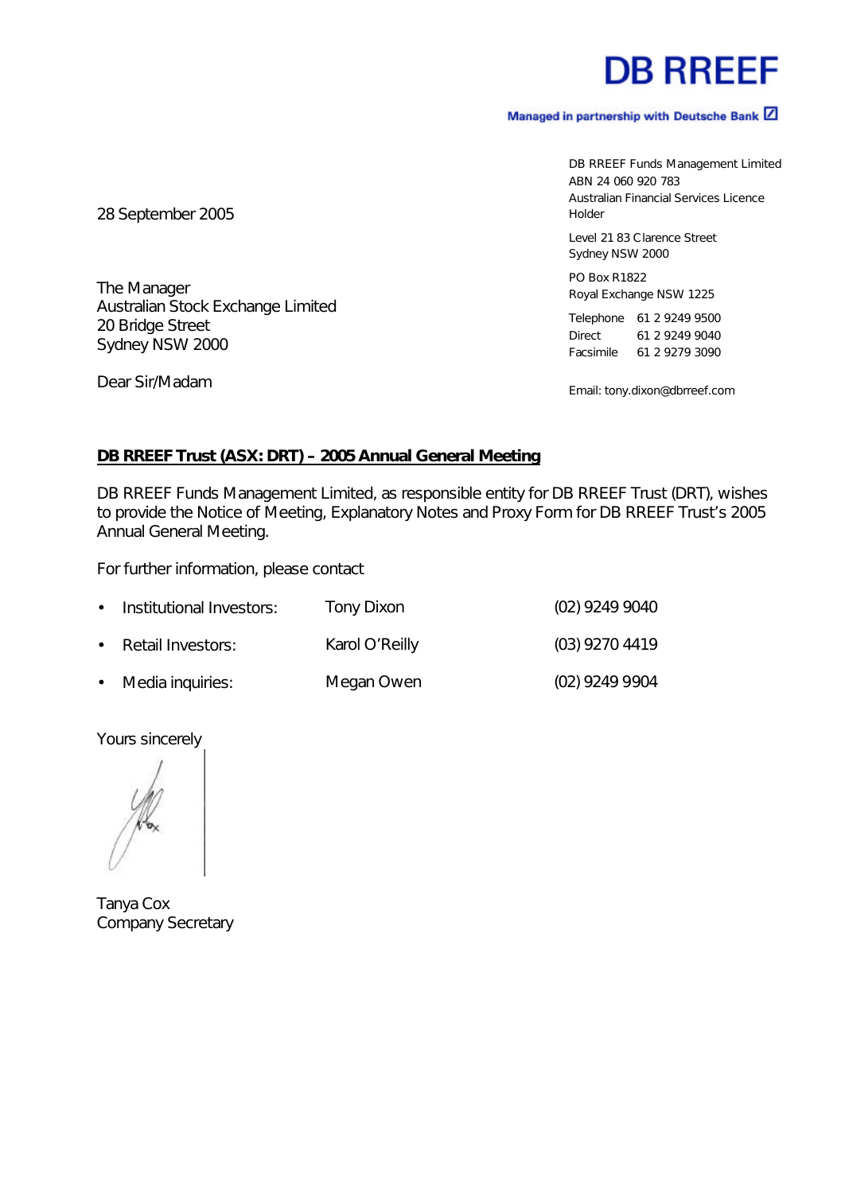# DB RREEF

Managed in partnership with Deutsche Bank

DB RREEF Funds Management Limited
ABN 24 060 920 783
Australian Financial Services Licence Holder

Level 21 83 Clarence Street
Sydney NSW 2000

PO Box R1822
Royal Exchange NSW 1225

Telephone 61 2 9249 9500
Direct 61 2 9249 9040
Facsimile 61 2 9279 3090

Email: tony.dixon@dbrreef.com

28 September 2005

The Manager
Australian Stock Exchange Limited
20 Bridge Street
Sydney NSW 2000

Dear Sir/Madam

**DB RREEF Trust (ASX: DRT) – 2005 Annual General Meeting**

DB RREEF Funds Management Limited, as responsible entity for DB RREEF Trust (DRT), wishes to provide the Notice of Meeting, Explanatory Notes and Proxy Form for DB RREEF Trust's 2005 Annual General Meeting.

For further information, please contact

- Institutional Investors: Tony Dixon (02) 9249 9040
- Retail Investors: Karol O'Reilly (03) 9270 4419
- Media inquiries: Megan Owen (02) 9249 9904

Yours sincerely

Tanya Cox
Company Secretary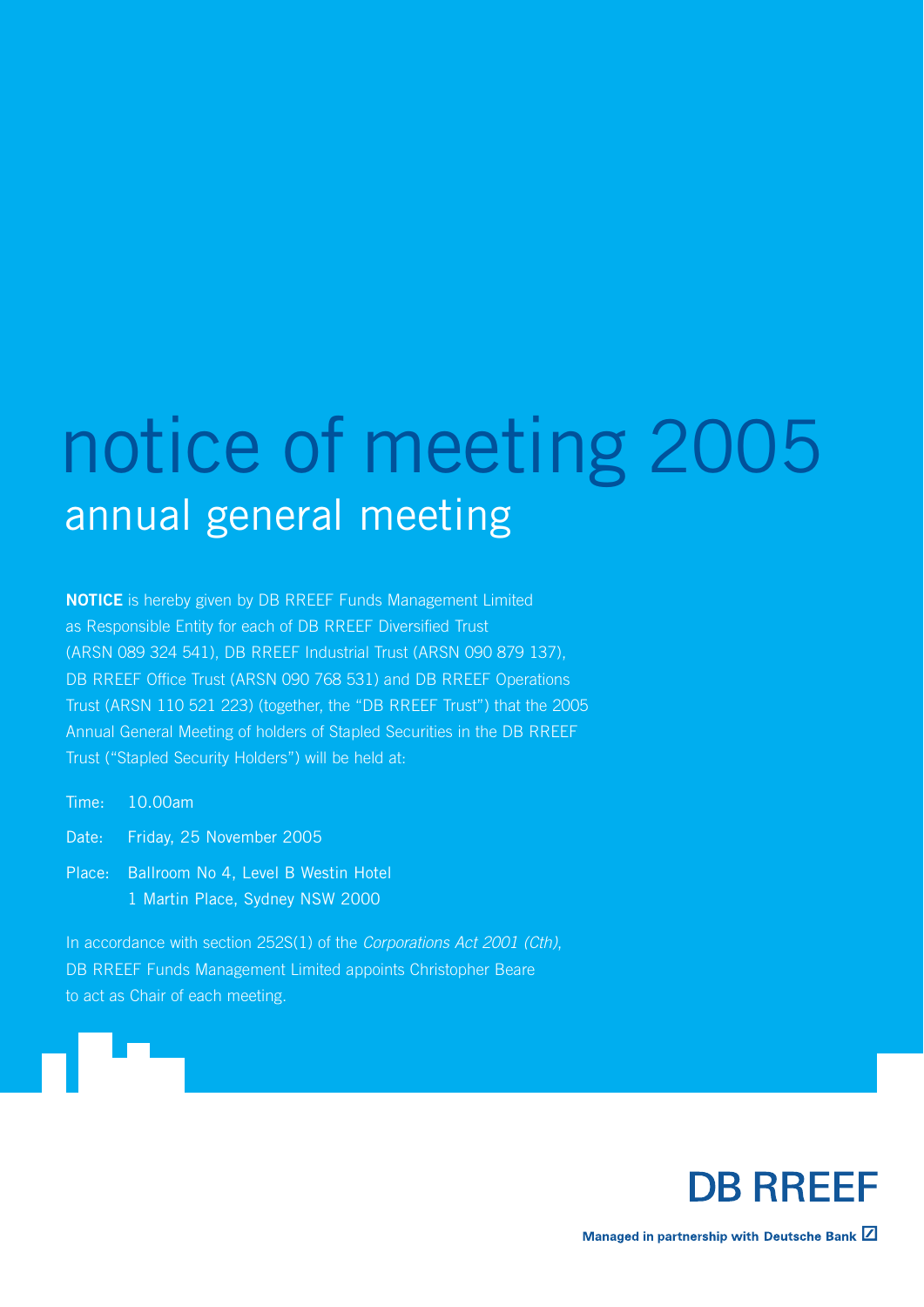# notice of meeting 2005

## annual general meeting

**NOTICE** is hereby given by DB RREEF Funds Management Limited as Responsible Entity for each of DB RREEF Diversified Trust (ARSN 089 324 541), DB RREEF Industrial Trust (ARSN 090 879 137), DB RREEF Office Trust (ARSN 090 768 531) and DB RREEF Operations Trust (ARSN 110 521 223) (together, the "DB RREEF Trust") that the 2005 Annual General Meeting of holders of Stapled Securities in the DB RREEF Trust ("Stapled Security Holders") will be held at:

Time: 10.00am

Date: Friday, 25 November 2005

Place: Ballroom No 4, Level B Westin Hotel
1 Martin Place, Sydney NSW 2000

In accordance with section 252S(1) of the *Corporations Act 2001 (Cth)*, DB RREEF Funds Management Limited appoints Christopher Beare to act as Chair of each meeting.

**DB RREEF**

**Managed in partnership with Deutsche Bank**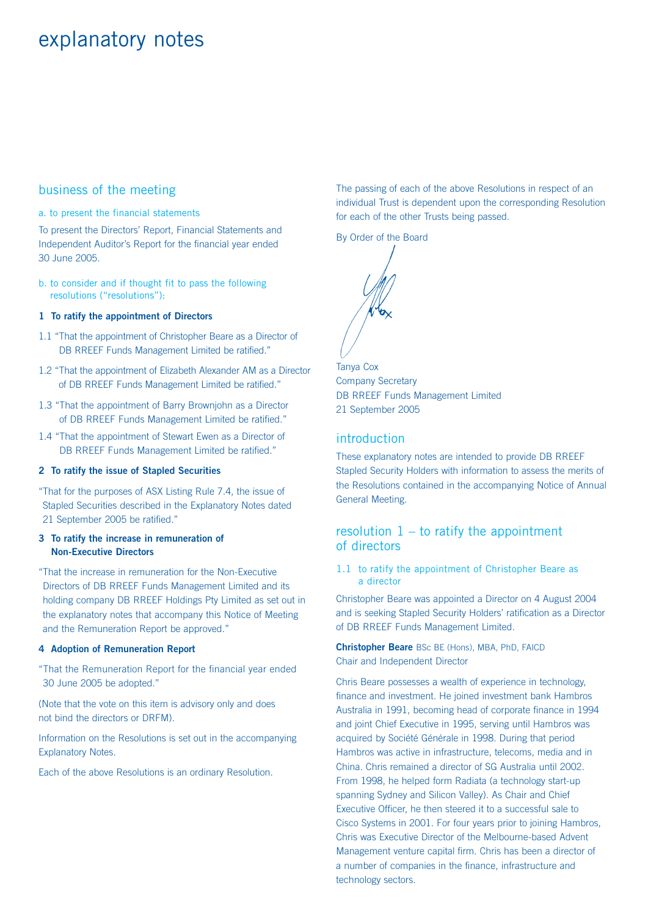# explanatory notes

## business of the meeting

### a. to present the financial statements

To present the Directors' Report, Financial Statements and Independent Auditor's Report for the financial year ended 30 June 2005.

### b. to consider and if thought fit to pass the following resolutions ("resolutions"):

**1 To ratify the appointment of Directors**

1.1 "That the appointment of Christopher Beare as a Director of DB RREEF Funds Management Limited be ratified."

1.2 "That the appointment of Elizabeth Alexander AM as a Director of DB RREEF Funds Management Limited be ratified."

1.3 "That the appointment of Barry Brownjohn as a Director of DB RREEF Funds Management Limited be ratified."

1.4 "That the appointment of Stewart Ewen as a Director of DB RREEF Funds Management Limited be ratified."

**2 To ratify the issue of Stapled Securities**

"That for the purposes of ASX Listing Rule 7.4, the issue of Stapled Securities described in the Explanatory Notes dated 21 September 2005 be ratified."

**3 To ratify the increase in remuneration of Non-Executive Directors**

"That the increase in remuneration for the Non-Executive Directors of DB RREEF Funds Management Limited and its holding company DB RREEF Holdings Pty Limited as set out in the explanatory notes that accompany this Notice of Meeting and the Remuneration Report be approved."

**4 Adoption of Remuneration Report**

"That the Remuneration Report for the financial year ended 30 June 2005 be adopted."

(Note that the vote on this item is advisory only and does not bind the directors or DRFM).

Information on the Resolutions is set out in the accompanying Explanatory Notes.

Each of the above Resolutions is an ordinary Resolution.

The passing of each of the above Resolutions in respect of an individual Trust is dependent upon the corresponding Resolution for each of the other Trusts being passed.

By Order of the Board

Tanya Cox
Company Secretary
DB RREEF Funds Management Limited
21 September 2005

## introduction

These explanatory notes are intended to provide DB RREEF Stapled Security Holders with information to assess the merits of the Resolutions contained in the accompanying Notice of Annual General Meeting.

## resolution 1 – to ratify the appointment of directors

### 1.1 to ratify the appointment of Christopher Beare as a director

Christopher Beare was appointed a Director on 4 August 2004 and is seeking Stapled Security Holders' ratification as a Director of DB RREEF Funds Management Limited.

**Christopher Beare** BSc BE (Hons), MBA, PhD, FAICD
Chair and Independent Director

Chris Beare possesses a wealth of experience in technology, finance and investment. He joined investment bank Hambros Australia in 1991, becoming head of corporate finance in 1994 and joint Chief Executive in 1995, serving until Hambros was acquired by Société Générale in 1998. During that period Hambros was active in infrastructure, telecoms, media and in China. Chris remained a director of SG Australia until 2002. From 1998, he helped form Radiata (a technology start-up spanning Sydney and Silicon Valley). As Chair and Chief Executive Officer, he then steered it to a successful sale to Cisco Systems in 2001. For four years prior to joining Hambros, Chris was Executive Director of the Melbourne-based Advent Management venture capital firm. Chris has been a director of a number of companies in the finance, infrastructure and technology sectors.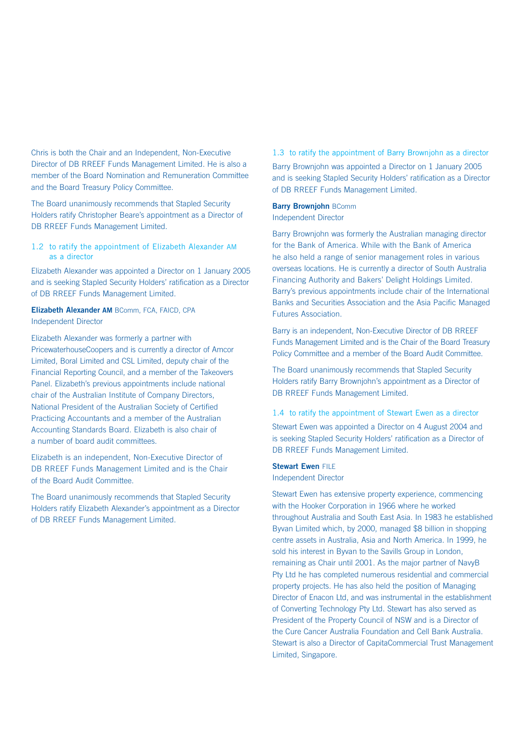Chris is both the Chair and an Independent, Non-Executive Director of DB RREEF Funds Management Limited. He is also a member of the Board Nomination and Remuneration Committee and the Board Treasury Policy Committee.

The Board unanimously recommends that Stapled Security Holders ratify Christopher Beare's appointment as a Director of DB RREEF Funds Management Limited.

### 1.2 to ratify the appointment of Elizabeth Alexander AM as a director

Elizabeth Alexander was appointed a Director on 1 January 2005 and is seeking Stapled Security Holders' ratification as a Director of DB RREEF Funds Management Limited.

**Elizabeth Alexander AM** BComm, FCA, FAICD, CPA
Independent Director

Elizabeth Alexander was formerly a partner with PricewaterhouseCoopers and is currently a director of Amcor Limited, Boral Limited and CSL Limited, deputy chair of the Financial Reporting Council, and a member of the Takeovers Panel. Elizabeth's previous appointments include national chair of the Australian Institute of Company Directors, National President of the Australian Society of Certified Practicing Accountants and a member of the Australian Accounting Standards Board. Elizabeth is also chair of a number of board audit committees.

Elizabeth is an independent, Non-Executive Director of DB RREEF Funds Management Limited and is the Chair of the Board Audit Committee.

The Board unanimously recommends that Stapled Security Holders ratify Elizabeth Alexander's appointment as a Director of DB RREEF Funds Management Limited.

### 1.3 to ratify the appointment of Barry Brownjohn as a director

Barry Brownjohn was appointed a Director on 1 January 2005 and is seeking Stapled Security Holders' ratification as a Director of DB RREEF Funds Management Limited.

**Barry Brownjohn** BComm
Independent Director

Barry Brownjohn was formerly the Australian managing director for the Bank of America. While with the Bank of America he also held a range of senior management roles in various overseas locations. He is currently a director of South Australia Financing Authority and Bakers' Delight Holdings Limited. Barry's previous appointments include chair of the International Banks and Securities Association and the Asia Pacific Managed Futures Association.

Barry is an independent, Non-Executive Director of DB RREEF Funds Management Limited and is the Chair of the Board Treasury Policy Committee and a member of the Board Audit Committee.

The Board unanimously recommends that Stapled Security Holders ratify Barry Brownjohn's appointment as a Director of DB RREEF Funds Management Limited.

### 1.4 to ratify the appointment of Stewart Ewen as a director

Stewart Ewen was appointed a Director on 4 August 2004 and is seeking Stapled Security Holders' ratification as a Director of DB RREEF Funds Management Limited.

**Stewart Ewen** FILE
Independent Director

Stewart Ewen has extensive property experience, commencing with the Hooker Corporation in 1966 where he worked throughout Australia and South East Asia. In 1983 he established Byvan Limited which, by 2000, managed $8 billion in shopping centre assets in Australia, Asia and North America. In 1999, he sold his interest in Byvan to the Savills Group in London, remaining as Chair until 2001. As the major partner of NavyB Pty Ltd he has completed numerous residential and commercial property projects. He has also held the position of Managing Director of Enacon Ltd, and was instrumental in the establishment of Converting Technology Pty Ltd. Stewart has also served as President of the Property Council of NSW and is a Director of the Cure Cancer Australia Foundation and Cell Bank Australia. Stewart is also a Director of CapitaCommercial Trust Management Limited, Singapore.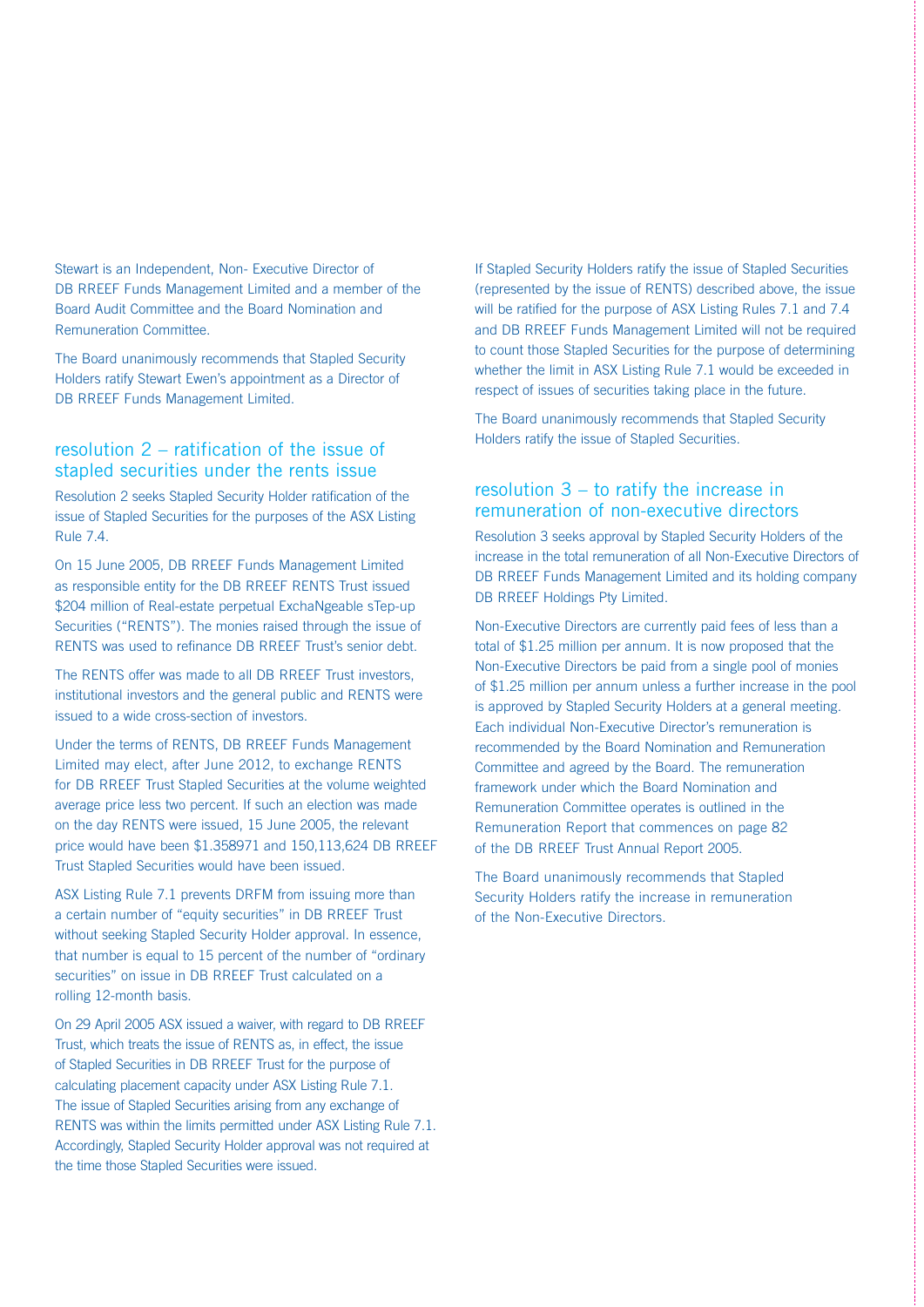Stewart is an Independent, Non- Executive Director of DB RREEF Funds Management Limited and a member of the Board Audit Committee and the Board Nomination and Remuneration Committee.

The Board unanimously recommends that Stapled Security Holders ratify Stewart Ewen's appointment as a Director of DB RREEF Funds Management Limited.

## resolution 2 – ratification of the issue of stapled securities under the rents issue

Resolution 2 seeks Stapled Security Holder ratification of the issue of Stapled Securities for the purposes of the ASX Listing Rule 7.4.

On 15 June 2005, DB RREEF Funds Management Limited as responsible entity for the DB RREEF RENTS Trust issued $204 million of Real-estate perpetual ExchaNgeable sTep-up Securities ("RENTS"). The monies raised through the issue of RENTS was used to refinance DB RREEF Trust's senior debt.

The RENTS offer was made to all DB RREEF Trust investors, institutional investors and the general public and RENTS were issued to a wide cross-section of investors.

Under the terms of RENTS, DB RREEF Funds Management Limited may elect, after June 2012, to exchange RENTS for DB RREEF Trust Stapled Securities at the volume weighted average price less two percent. If such an election was made on the day RENTS were issued, 15 June 2005, the relevant price would have been $1.358971 and 150,113,624 DB RREEF Trust Stapled Securities would have been issued.

ASX Listing Rule 7.1 prevents DRFM from issuing more than a certain number of "equity securities" in DB RREEF Trust without seeking Stapled Security Holder approval. In essence, that number is equal to 15 percent of the number of "ordinary securities" on issue in DB RREEF Trust calculated on a rolling 12-month basis.

On 29 April 2005 ASX issued a waiver, with regard to DB RREEF Trust, which treats the issue of RENTS as, in effect, the issue of Stapled Securities in DB RREEF Trust for the purpose of calculating placement capacity under ASX Listing Rule 7.1. The issue of Stapled Securities arising from any exchange of RENTS was within the limits permitted under ASX Listing Rule 7.1. Accordingly, Stapled Security Holder approval was not required at the time those Stapled Securities were issued.

If Stapled Security Holders ratify the issue of Stapled Securities (represented by the issue of RENTS) described above, the issue will be ratified for the purpose of ASX Listing Rules 7.1 and 7.4 and DB RREEF Funds Management Limited will not be required to count those Stapled Securities for the purpose of determining whether the limit in ASX Listing Rule 7.1 would be exceeded in respect of issues of securities taking place in the future.

The Board unanimously recommends that Stapled Security Holders ratify the issue of Stapled Securities.

## resolution 3 – to ratify the increase in remuneration of non-executive directors

Resolution 3 seeks approval by Stapled Security Holders of the increase in the total remuneration of all Non-Executive Directors of DB RREEF Funds Management Limited and its holding company DB RREEF Holdings Pty Limited.

Non-Executive Directors are currently paid fees of less than a total of $1.25 million per annum. It is now proposed that the Non-Executive Directors be paid from a single pool of monies of $1.25 million per annum unless a further increase in the pool is approved by Stapled Security Holders at a general meeting. Each individual Non-Executive Director's remuneration is recommended by the Board Nomination and Remuneration Committee and agreed by the Board. The remuneration framework under which the Board Nomination and Remuneration Committee operates is outlined in the Remuneration Report that commences on page 82 of the DB RREEF Trust Annual Report 2005.

The Board unanimously recommends that Stapled Security Holders ratify the increase in remuneration of the Non-Executive Directors.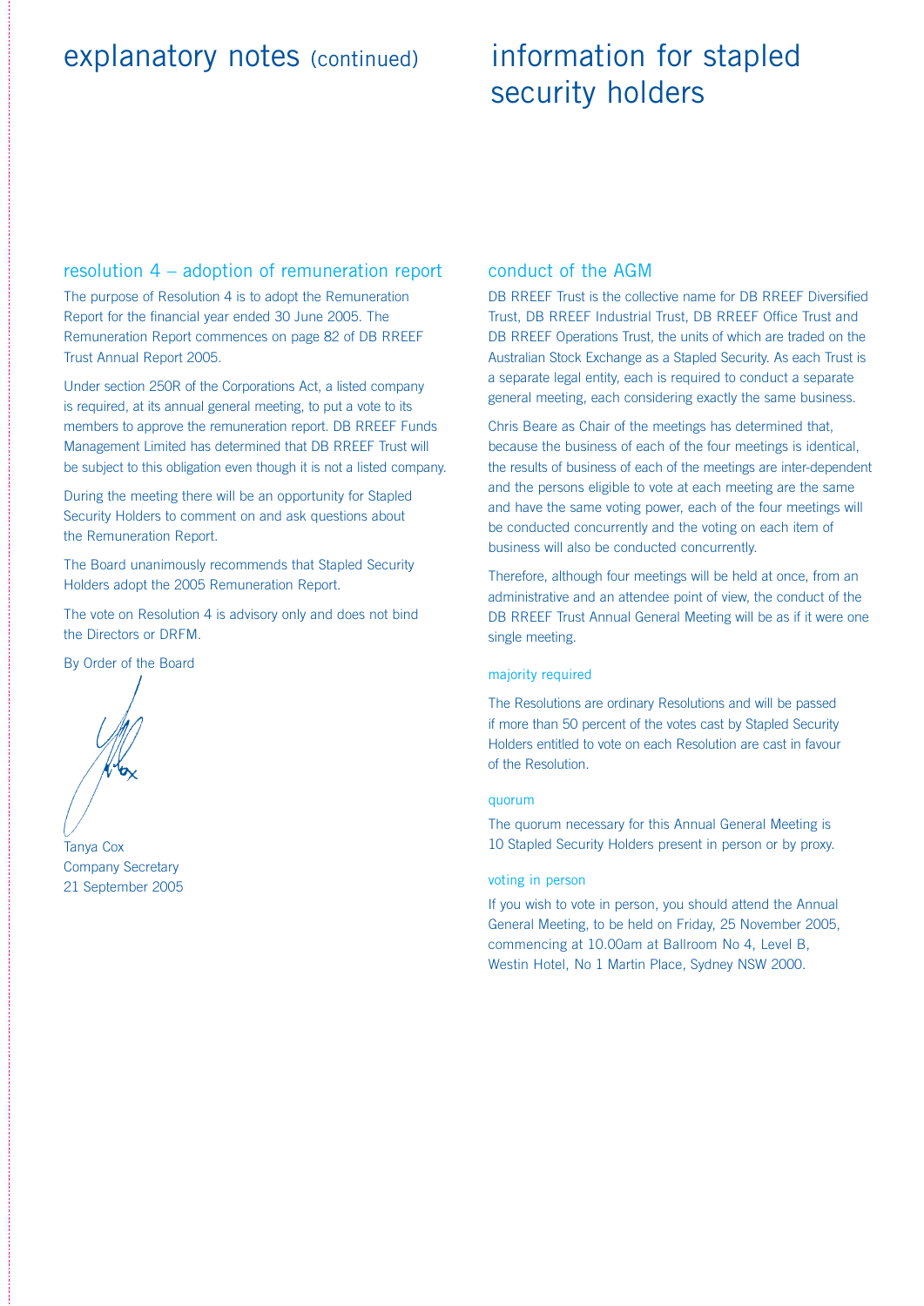# explanatory notes (continued)

## resolution 4 – adoption of remuneration report

The purpose of Resolution 4 is to adopt the Remuneration Report for the financial year ended 30 June 2005. The Remuneration Report commences on page 82 of DB RREEF Trust Annual Report 2005.

Under section 250R of the Corporations Act, a listed company is required, at its annual general meeting, to put a vote to its members to approve the remuneration report. DB RREEF Funds Management Limited has determined that DB RREEF Trust will be subject to this obligation even though it is not a listed company.

During the meeting there will be an opportunity for Stapled Security Holders to comment on and ask questions about the Remuneration Report.

The Board unanimously recommends that Stapled Security Holders adopt the 2005 Remuneration Report.

The vote on Resolution 4 is advisory only and does not bind the Directors or DRFM.

By Order of the Board

Tanya Cox
Company Secretary
21 September 2005

# information for stapled security holders

## conduct of the AGM

DB RREEF Trust is the collective name for DB RREEF Diversified Trust, DB RREEF Industrial Trust, DB RREEF Office Trust and DB RREEF Operations Trust, the units of which are traded on the Australian Stock Exchange as a Stapled Security. As each Trust is a separate legal entity, each is required to conduct a separate general meeting, each considering exactly the same business.

Chris Beare as Chair of the meetings has determined that, because the business of each of the four meetings is identical, the results of business of each of the meetings are inter-dependent and the persons eligible to vote at each meeting are the same and have the same voting power, each of the four meetings will be conducted concurrently and the voting on each item of business will also be conducted concurrently.

Therefore, although four meetings will be held at once, from an administrative and an attendee point of view, the conduct of the DB RREEF Trust Annual General Meeting will be as if it were one single meeting.

### majority required

The Resolutions are ordinary Resolutions and will be passed if more than 50 percent of the votes cast by Stapled Security Holders entitled to vote on each Resolution are cast in favour of the Resolution.

### quorum

The quorum necessary for this Annual General Meeting is 10 Stapled Security Holders present in person or by proxy.

### voting in person

If you wish to vote in person, you should attend the Annual General Meeting, to be held on Friday, 25 November 2005, commencing at 10.00am at Ballroom No 4, Level B, Westin Hotel, No 1 Martin Place, Sydney NSW 2000.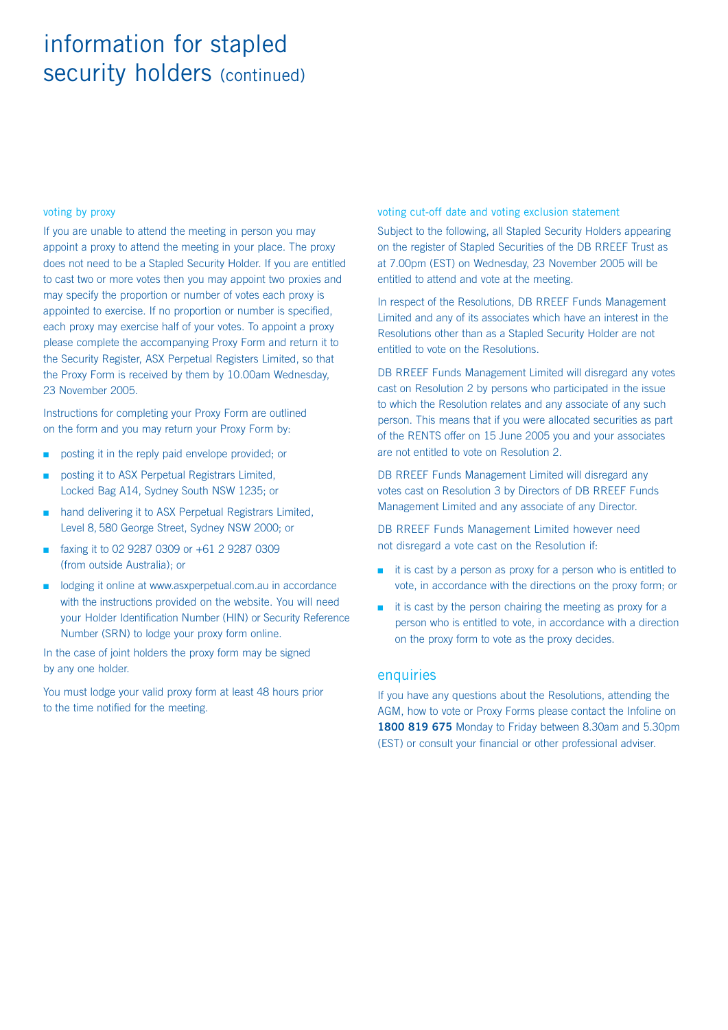# information for stapled security holders (continued)

### voting by proxy

If you are unable to attend the meeting in person you may appoint a proxy to attend the meeting in your place. The proxy does not need to be a Stapled Security Holder. If you are entitled to cast two or more votes then you may appoint two proxies and may specify the proportion or number of votes each proxy is appointed to exercise. If no proportion or number is specified, each proxy may exercise half of your votes. To appoint a proxy please complete the accompanying Proxy Form and return it to the Security Register, ASX Perpetual Registers Limited, so that the Proxy Form is received by them by 10.00am Wednesday, 23 November 2005.

Instructions for completing your Proxy Form are outlined on the form and you may return your Proxy Form by:

- posting it in the reply paid envelope provided; or
- posting it to ASX Perpetual Registrars Limited, Locked Bag A14, Sydney South NSW 1235; or
- hand delivering it to ASX Perpetual Registrars Limited, Level 8, 580 George Street, Sydney NSW 2000; or
- faxing it to 02 9287 0309 or +61 2 9287 0309 (from outside Australia); or
- lodging it online at www.asxperpetual.com.au in accordance with the instructions provided on the website. You will need your Holder Identification Number (HIN) or Security Reference Number (SRN) to lodge your proxy form online.

In the case of joint holders the proxy form may be signed by any one holder.

You must lodge your valid proxy form at least 48 hours prior to the time notified for the meeting.

### voting cut-off date and voting exclusion statement

Subject to the following, all Stapled Security Holders appearing on the register of Stapled Securities of the DB RREEF Trust as at 7.00pm (EST) on Wednesday, 23 November 2005 will be entitled to attend and vote at the meeting.

In respect of the Resolutions, DB RREEF Funds Management Limited and any of its associates which have an interest in the Resolutions other than as a Stapled Security Holder are not entitled to vote on the Resolutions.

DB RREEF Funds Management Limited will disregard any votes cast on Resolution 2 by persons who participated in the issue to which the Resolution relates and any associate of any such person. This means that if you were allocated securities as part of the RENTS offer on 15 June 2005 you and your associates are not entitled to vote on Resolution 2.

DB RREEF Funds Management Limited will disregard any votes cast on Resolution 3 by Directors of DB RREEF Funds Management Limited and any associate of any Director.

DB RREEF Funds Management Limited however need not disregard a vote cast on the Resolution if:

- it is cast by a person as proxy for a person who is entitled to vote, in accordance with the directions on the proxy form; or
- it is cast by the person chairing the meeting as proxy for a person who is entitled to vote, in accordance with a direction on the proxy form to vote as the proxy decides.

## enquiries

If you have any questions about the Resolutions, attending the AGM, how to vote or Proxy Forms please contact the Infoline on **1800 819 675** Monday to Friday between 8.30am and 5.30pm (EST) or consult your financial or other professional adviser.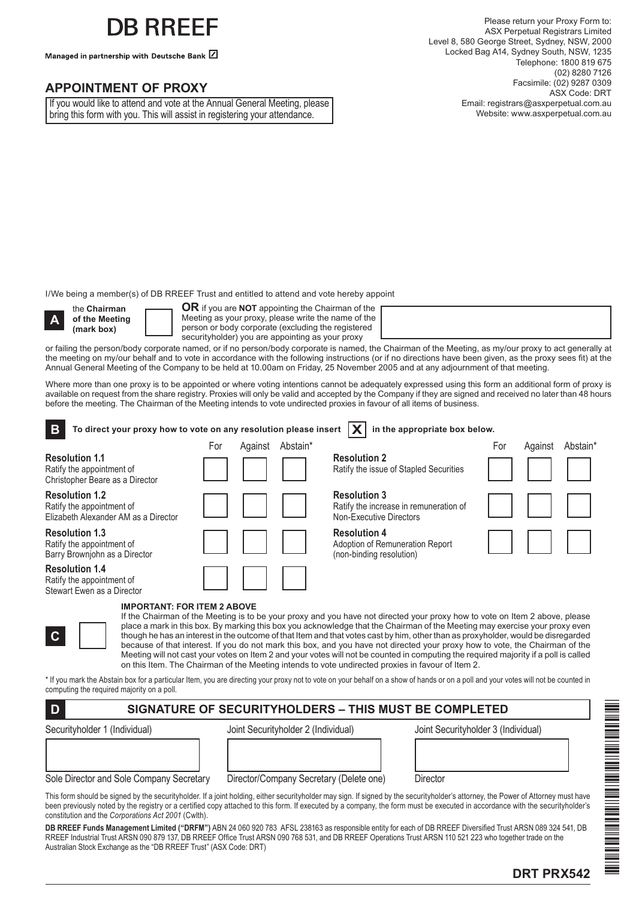# DB RREEF

Managed in partnership with Deutsche Bank

Please return your Proxy Form to:
ASX Perpetual Registrars Limited
Level 8, 580 George Street, Sydney, NSW, 2000
Locked Bag A14, Sydney South, NSW, 1235
Telephone: 1800 819 675
(02) 8280 7126
Facsimile: (02) 9287 0309
ASX Code: DRT
Email: registrars@asxperpetual.com.au
Website: www.asxperpetual.com.au

## APPOINTMENT OF PROXY

If you would like to attend and vote at the Annual General Meeting, please bring this form with you. This will assist in registering your attendance.

I/We being a member(s) of DB RREEF Trust and entitled to attend and vote hereby appoint

**A** the **Chairman of the Meeting (mark box)** ☐ **OR** if you are **NOT** appointing the Chairman of the Meeting as your proxy, please write the name of the person or body corporate (excluding the registered securityholder) you are appointing as your proxy

or failing the person/body corporate named, or if no person/body corporate is named, the Chairman of the Meeting, as my/our proxy to act generally at the meeting on my/our behalf and to vote in accordance with the following instructions (or if no directions have been given, as the proxy sees fit) at the Annual General Meeting of the Company to be held at 10.00am on Friday, 25 November 2005 and at any adjournment of that meeting.

Where more than one proxy is to be appointed or where voting intentions cannot be adequately expressed using this form an additional form of proxy is available on request from the share registry. Proxies will only be valid and accepted by the Company if they are signed and received no later than 48 hours before the meeting. The Chairman of the Meeting intends to vote undirected proxies in favour of all items of business.

**B** **To direct your proxy how to vote on any resolution please insert X in the appropriate box below.**

| | For | Against | Abstain* |
|---|---|---|---|
| **Resolution 1.1** Ratify the appointment of Christopher Beare as a Director | ☐ | ☐ | ☐ |
| **Resolution 1.2** Ratify the appointment of Elizabeth Alexander AM as a Director | ☐ | ☐ | ☐ |
| **Resolution 1.3** Ratify the appointment of Barry Brownjohn as a Director | ☐ | ☐ | ☐ |
| **Resolution 1.4** Ratify the appointment of Stewart Ewen as a Director | ☐ | ☐ | ☐ |
| **Resolution 2** Ratify the issue of Stapled Securities | ☐ | ☐ | ☐ |
| **Resolution 3** Ratify the increase in remuneration of Non-Executive Directors | ☐ | ☐ | ☐ |
| **Resolution 4** Adoption of Remuneration Report (non-binding resolution) | ☐ | ☐ | ☐ |

**C** ☐ **IMPORTANT: FOR ITEM 2 ABOVE**

If the Chairman of the Meeting is to be your proxy and you have not directed your proxy how to vote on Item 2 above, please place a mark in this box. By marking this box you acknowledge that the Chairman of the Meeting may exercise your proxy even though he has an interest in the outcome of that Item and that votes cast by him, other than as proxyholder, would be disregarded because of that interest. If you do not mark this box, and you have not directed your proxy how to vote, the Chairman of the Meeting will not cast your votes on Item 2 and your votes will not be counted in computing the required majority if a poll is called on this Item. The Chairman of the Meeting intends to vote undirected proxies in favour of Item 2.

* If you mark the Abstain box for a particular Item, you are directing your proxy not to vote on your behalf on a show of hands or on a poll and your votes will not be counted in computing the required majority on a poll.

**D** **SIGNATURE OF SECURITYHOLDERS – THIS MUST BE COMPLETED**

| Securityholder 1 (Individual) | Joint Securityholder 2 (Individual) | Joint Securityholder 3 (Individual) |
|---|---|---|
| | | |
| Sole Director and Sole Company Secretary | Director/Company Secretary (Delete one) | Director |

This form should be signed by the securityholder. If a joint holding, either securityholder may sign. If signed by the securityholder's attorney, the Power of Attorney must have been previously noted by the registry or a certified copy attached to this form. If executed by a company, the form must be executed in accordance with the securityholder's constitution and the *Corporations Act 2001* (Cwlth).

**DB RREEF Funds Management Limited ("DRFM")** ABN 24 060 920 783 AFSL 238163 as responsible entity for each of DB RREEF Diversified Trust ARSN 089 324 541, DB RREEF Industrial Trust ARSN 090 879 137, DB RREEF Office Trust ARSN 090 768 531, and DB RREEF Operations Trust ARSN 110 521 223 who together trade on the Australian Stock Exchange as the "DB RREEF Trust" (ASX Code: DRT)

**DRT PRX542**